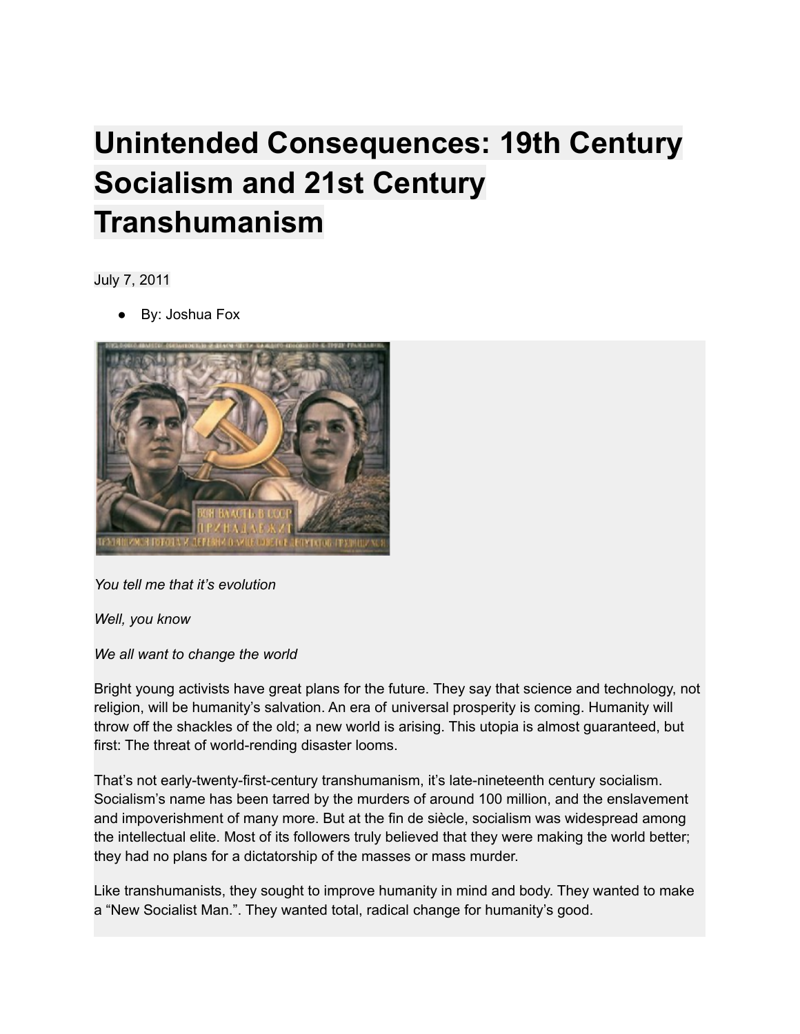# Unintended Consequences: 19th Century Socialism and 21st Century Transhumanism

July 7, 2011

- By: Joshua Fox

*You tell me that it's evolution*

*Well, you know*

*We all want to change the world*

Bright young activists have great plans for the future. They say that science and technology, not religion, will be humanity's salvation. An era of universal prosperity is coming. Humanity will throw off the shackles of the old; a new world is arising. This utopia is almost guaranteed, but first: The threat of world-rending disaster looms.

That's not early-twenty-first-century transhumanism, it's late-nineteenth century socialism. Socialism's name has been tarred by the murders of around 100 million, and the enslavement and impoverishment of many more. But at the fin de siècle, socialism was widespread among the intellectual elite. Most of its followers truly believed that they were making the world better; they had no plans for a dictatorship of the masses or mass murder.

Like transhumanists, they sought to improve humanity in mind and body. They wanted to make a "New Socialist Man.". They wanted total, radical change for humanity's good.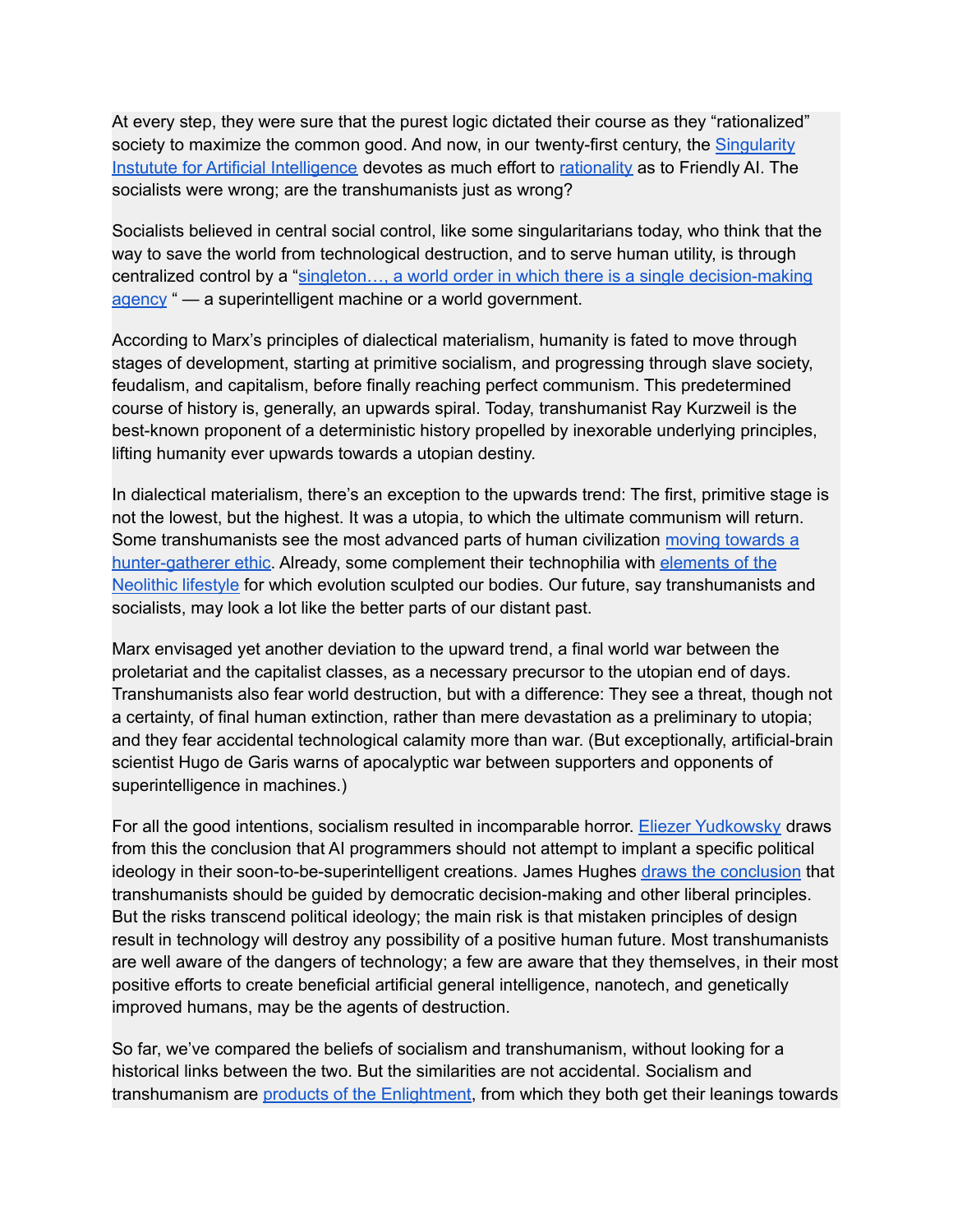At every step, they were sure that the purest logic dictated their course as they "rationalized" society to maximize the common good. And now, in our twenty-first century, the Singularity Institute for Artificial Intelligence devotes as much effort to rationality as to Friendly AI. The socialists were wrong; are the transhumanists just as wrong?

Socialists believed in central social control, like some singularitarians today, who think that the way to save the world from technological destruction, and to serve human utility, is through centralized control by a "singleton…, a world order in which there is a single decision-making agency " — a superintelligent machine or a world government.

According to Marx's principles of dialectical materialism, humanity is fated to move through stages of development, starting at primitive socialism, and progressing through slave society, feudalism, and capitalism, before finally reaching perfect communism. This predetermined course of history is, generally, an upwards spiral. Today, transhumanist Ray Kurzweil is the best-known proponent of a deterministic history propelled by inexorable underlying principles, lifting humanity ever upwards towards a utopian destiny.

In dialectical materialism, there's an exception to the upwards trend: The first, primitive stage is not the lowest, but the highest. It was a utopia, to which the ultimate communism will return. Some transhumanists see the most advanced parts of human civilization moving towards a hunter-gatherer ethic. Already, some complement their technophilia with elements of the Neolithic lifestyle for which evolution sculpted our bodies. Our future, say transhumanists and socialists, may look a lot like the better parts of our distant past.

Marx envisaged yet another deviation to the upward trend, a final world war between the proletariat and the capitalist classes, as a necessary precursor to the utopian end of days. Transhumanists also fear world destruction, but with a difference: They see a threat, though not a certainty, of final human extinction, rather than mere devastation as a preliminary to utopia; and they fear accidental technological calamity more than war. (But exceptionally, artificial-brain scientist Hugo de Garis warns of apocalyptic war between supporters and opponents of superintelligence in machines.)

For all the good intentions, socialism resulted in incomparable horror. Eliezer Yudkowsky draws from this the conclusion that AI programmers should not attempt to implant a specific political ideology in their soon-to-be-superintelligent creations. James Hughes draws the conclusion that transhumanists should be guided by democratic decision-making and other liberal principles. But the risks transcend political ideology; the main risk is that mistaken principles of design result in technology will destroy any possibility of a positive human future. Most transhumanists are well aware of the dangers of technology; a few are aware that they themselves, in their most positive efforts to create beneficial artificial general intelligence, nanotech, and genetically improved humans, may be the agents of destruction.

So far, we've compared the beliefs of socialism and transhumanism, without looking for a historical links between the two. But the similarities are not accidental. Socialism and transhumanism are products of the Enlightment, from which they both get their leanings towards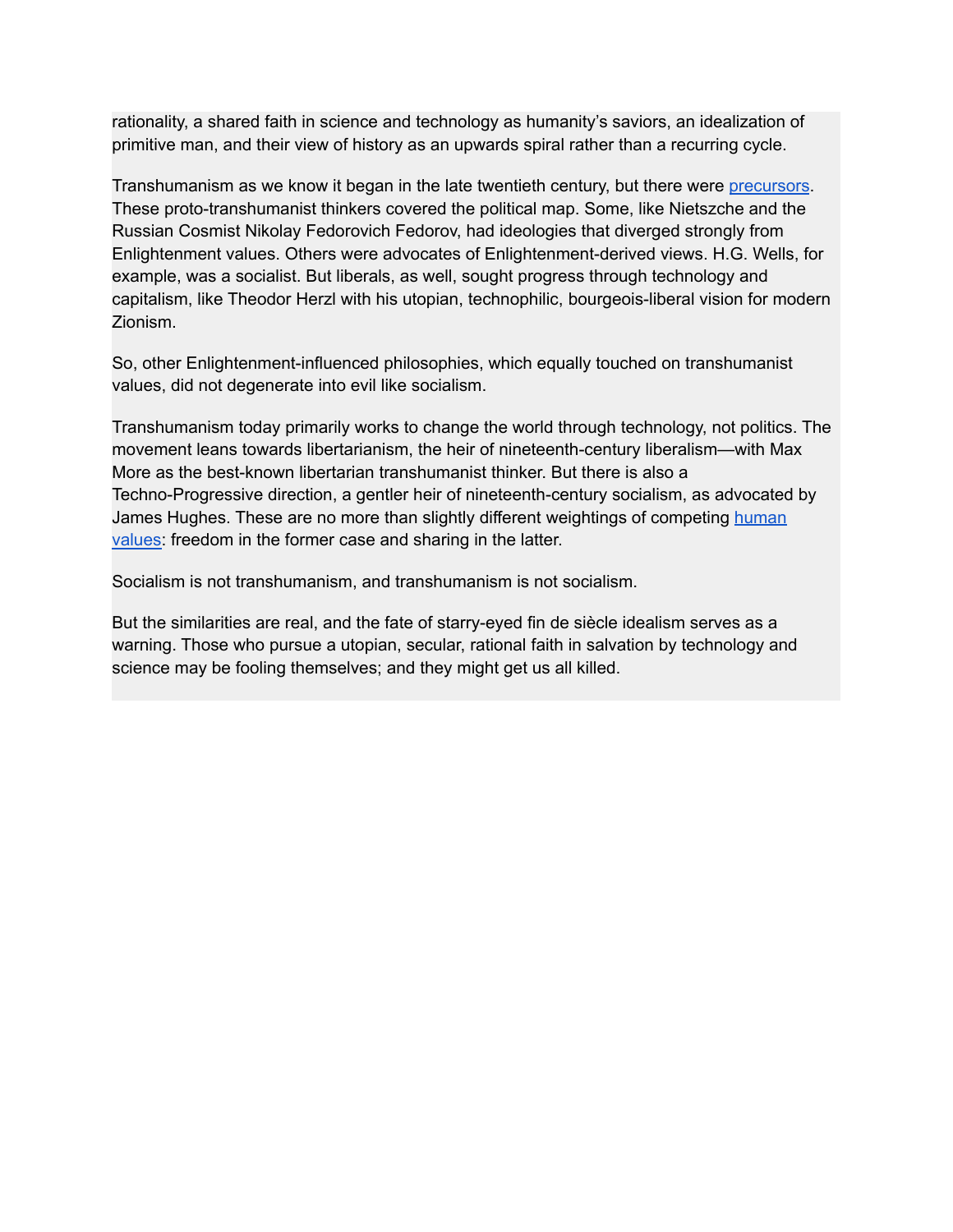rationality, a shared faith in science and technology as humanity's saviors, an idealization of primitive man, and their view of history as an upwards spiral rather than a recurring cycle.

Transhumanism as we know it began in the late twentieth century, but there were [precursors](). These proto-transhumanist thinkers covered the political map. Some, like Nietzsche and the Russian Cosmist Nikolay Fedorovich Fedorov, had ideologies that diverged strongly from Enlightenment values. Others were advocates of Enlightenment-derived views. H.G. Wells, for example, was a socialist. But liberals, as well, sought progress through technology and capitalism, like Theodor Herzl with his utopian, technophilic, bourgeois-liberal vision for modern Zionism.

So, other Enlightenment-influenced philosophies, which equally touched on transhumanist values, did not degenerate into evil like socialism.

Transhumanism today primarily works to change the world through technology, not politics. The movement leans towards libertarianism, the heir of nineteenth-century liberalism—with Max More as the best-known libertarian transhumanist thinker. But there is also a Techno-Progressive direction, a gentler heir of nineteenth-century socialism, as advocated by James Hughes. These are no more than slightly different weightings of competing [human values](): freedom in the former case and sharing in the latter.

Socialism is not transhumanism, and transhumanism is not socialism.

But the similarities are real, and the fate of starry-eyed fin de siècle idealism serves as a warning. Those who pursue a utopian, secular, rational faith in salvation by technology and science may be fooling themselves; and they might get us all killed.